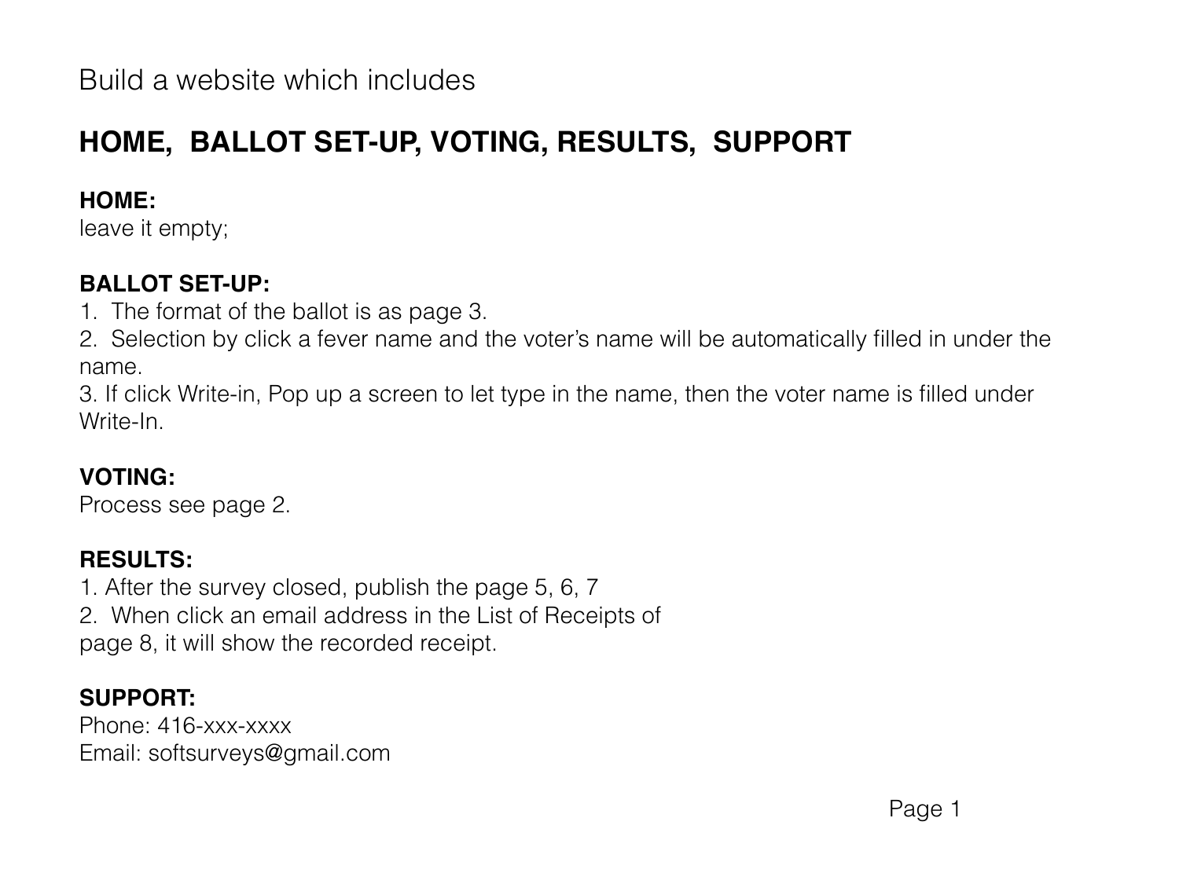Build a website which includes

## HOME, BALLOT SET-UP, VOTING, RESULTS, SUPPORT

**HOME:**
leave it empty;

**BALLOT SET-UP:**
1. The format of the ballot is as page 3.
2. Selection by click a fever name and the voter's name will be automatically filled in under the name.
3. If click Write-in, Pop up a screen to let type in the name, then the voter name is filled under Write-In.

**VOTING:**
Process see page 2.

**RESULTS:**
1. After the survey closed, publish the page 5, 6, 7
2. When click an email address in the List of Receipts of page 8, it will show the recorded receipt.

**SUPPORT:**
Phone: 416-xxx-xxxx
Email: softsurveys@gmail.com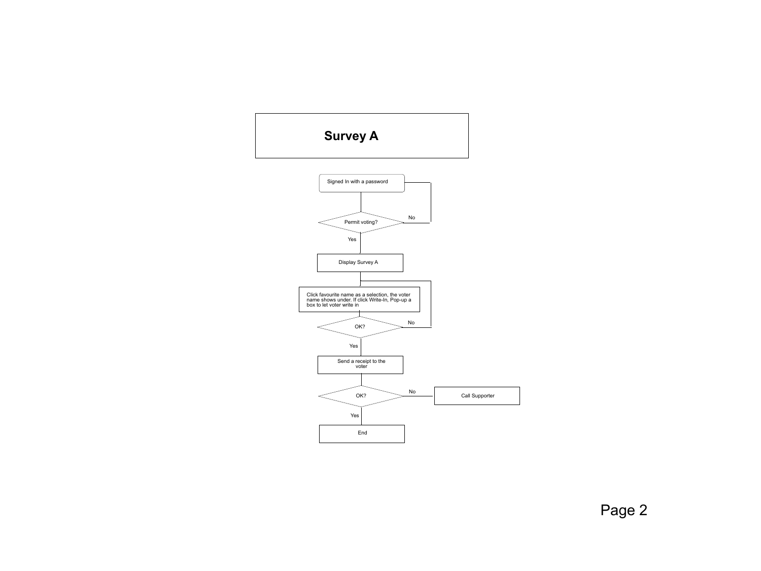# Survey A

Signed In with a password

Permit voting?

No

Yes

Display Survey A

Click favourite name as a selection, the voter name shows under. If click Write-In, Pop-up a box to let voter write in

OK?

No

Yes

Send a receipt to the voter

OK?

No

Call Supporter

Yes

End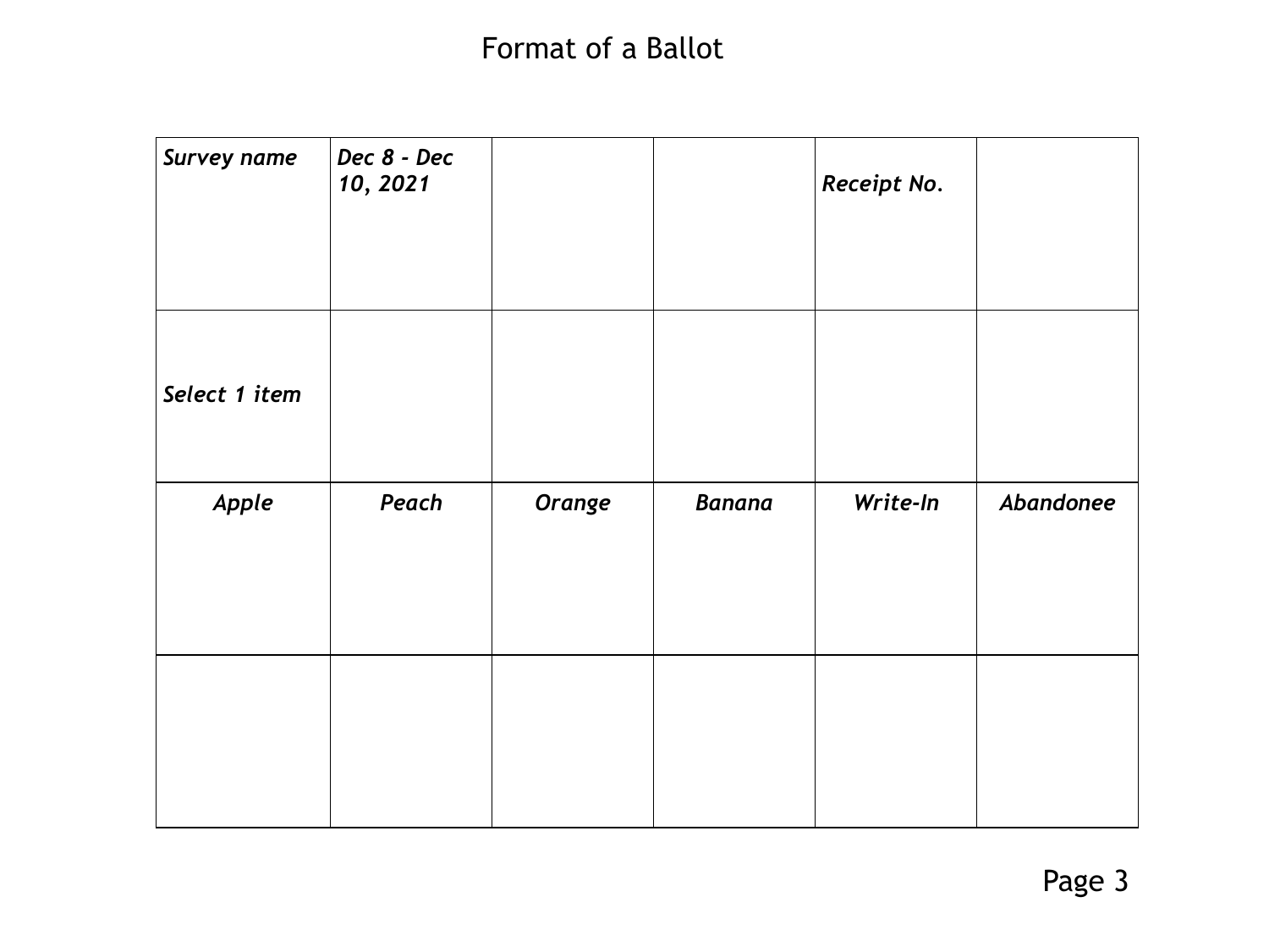# Format of a Ballot

| *Survey name* | *Dec 8 - Dec 10, 2021* | | | *Receipt No.* | |
|---|---|---|---|---|---|
| *Select 1 item* | | | | | |
| *Apple* | *Peach* | *Orange* | *Banana* | *Write-In* | *Abandonee* |
| | | | | | |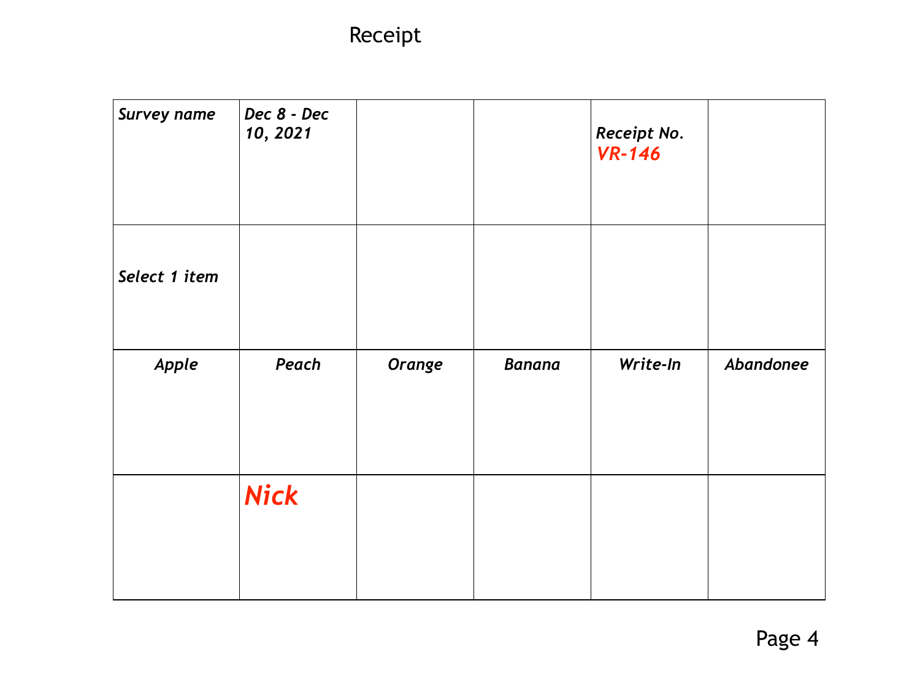Receipt

| *Survey name* | *Dec 8 - Dec 10, 2021* | | | *Receipt No.* *VR-146* | |
|---|---|---|---|---|---|
| *Select 1 item* | | | | | |
| *Apple* | *Peach* | *Orange* | *Banana* | *Write-In* | *Abandonee* |
| | *Nick* | | | | |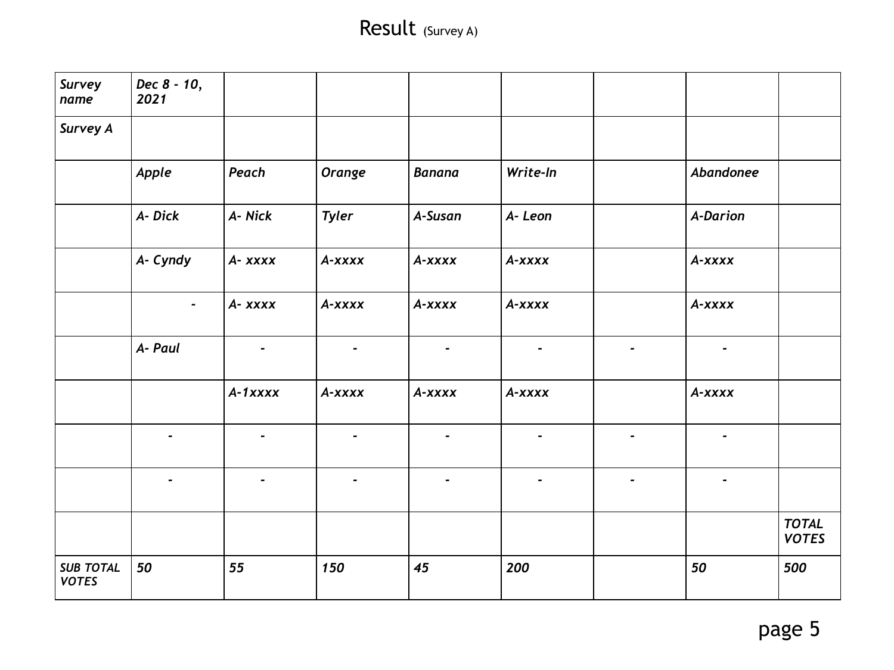# Result (Survey A)

| *Survey name* | *Dec 8 - 10, 2021* | | | | | | | |
|---|---|---|---|---|---|---|---|---|
| *Survey A* | | | | | | | | |
| | *Apple* | *Peach* | *Orange* | *Banana* | *Write-In* | | *Abandonee* | |
| | *A- Dick* | *A- Nick* | *Tyler* | *A-Susan* | *A- Leon* | | *A-Darion* | |
| | *A- Cyndy* | *A- xxxx* | *A-xxxx* | *A-xxxx* | *A-xxxx* | | *A-xxxx* | |
| | - | *A- xxxx* | *A-xxxx* | *A-xxxx* | *A-xxxx* | | *A-xxxx* | |
| | *A- Paul* | - | - | - | - | - | - | |
| | | *A-1xxxx* | *A-xxxx* | *A-xxxx* | *A-xxxx* | | *A-xxxx* | |
| | - | - | - | - | - | - | - | |
| | - | - | - | - | - | - | - | |
| | | | | | | | | *TOTAL VOTES* |
| *SUB TOTAL VOTES* | *50* | *55* | *150* | *45* | *200* | | *50* | *500* |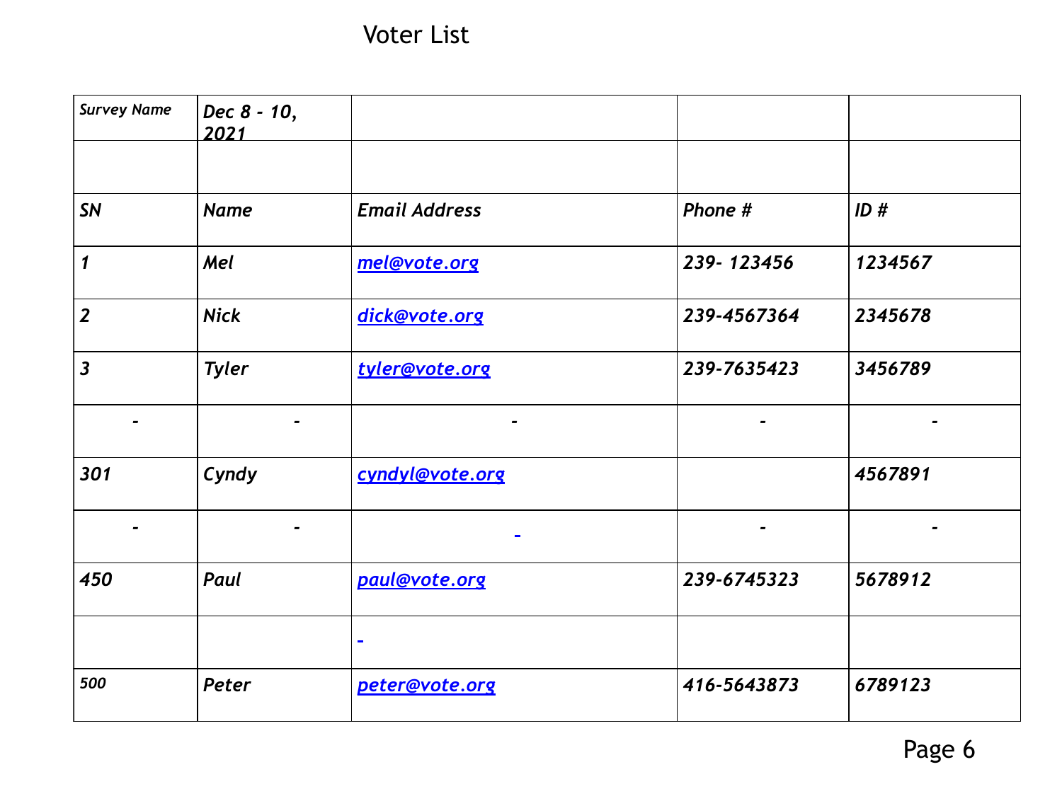# Voter List

| *Survey Name* | *Dec 8 - 10, 2021* | | | |
|---|---|---|---|---|
| | | | | |
| ***SN*** | ***Name*** | ***Email Address*** | ***Phone #*** | ***ID #*** |
| ***1*** | ***Mel*** | ***mel@vote.org*** | ***239- 123456*** | ***1234567*** |
| ***2*** | ***Nick*** | ***dick@vote.org*** | ***239-4567364*** | ***2345678*** |
| ***3*** | ***Tyler*** | ***tyler@vote.org*** | ***239-7635423*** | ***3456789*** |
| - | - | - | - | - |
| ***301*** | ***Cyndy*** | ***cyndyl@vote.org*** | | ***4567891*** |
| - | - | - | - | - |
| ***450*** | ***Paul*** | ***paul@vote.org*** | ***239-6745323*** | ***5678912*** |
| | | - | | |
| ***500*** | ***Peter*** | ***peter@vote.org*** | ***416-5643873*** | ***6789123*** |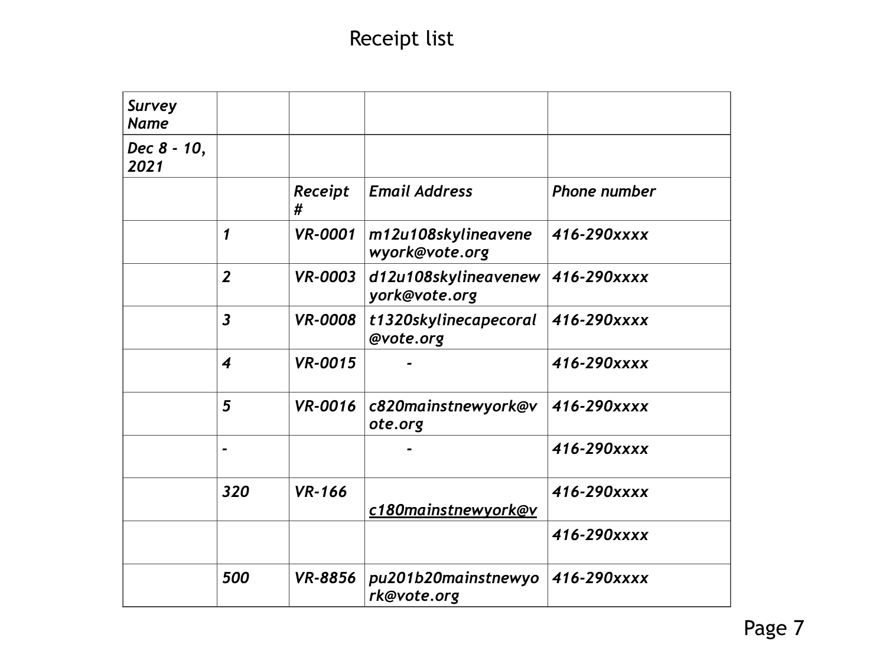Receipt list

| | | | | |
|---|---|---|---|---|
| *Survey Name* | | | | |
| *Dec 8 - 10, 2021* | | | | |
| | | *Receipt #* | *Email Address* | *Phone number* |
| | *1* | *VR-0001* | *m12u108skylineavenewyork@vote.org* | *416-290xxxx* |
| | *2* | *VR-0003* | *d12u108skylineavenewyork@vote.org* | *416-290xxxx* |
| | *3* | *VR-0008* | *t1320skylinecapecoral@vote.org* | *416-290xxxx* |
| | *4* | *VR-0015* | *-* | *416-290xxxx* |
| | *5* | *VR-0016* | *c820mainstnewyork@vote.org* | *416-290xxxx* |
| | *-* | | *-* | *416-290xxxx* |
| | *320* | *VR-166* | *c180mainstnewyork@v* | *416-290xxxx* |
| | | | | *416-290xxxx* |
| | *500* | *VR-8856* | *pu201b20mainstnewyork@vote.org* | *416-290xxxx* |